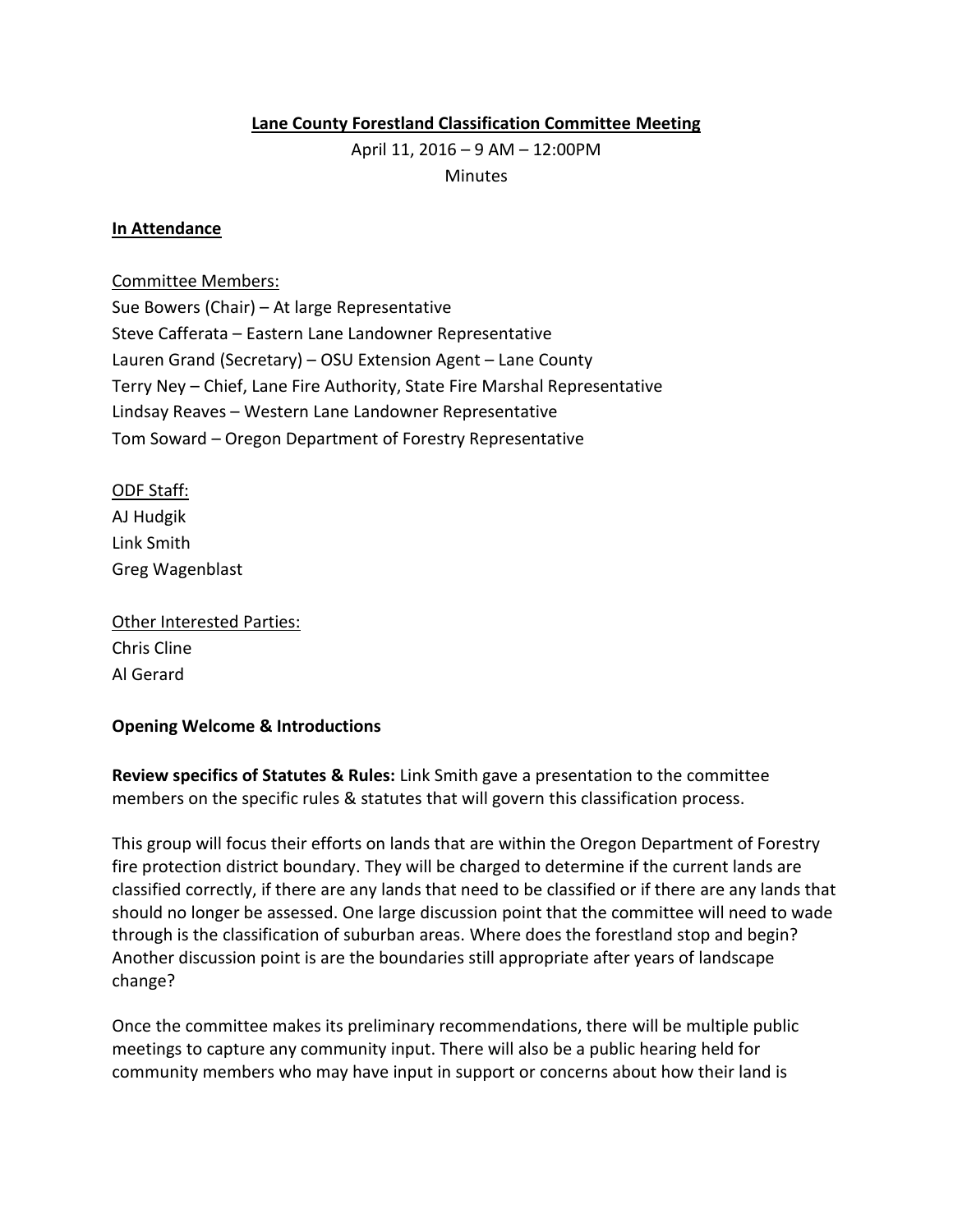**Lane County Forestland Classification Committee Meeting**

April 11, 2016 – 9 AM – 12:00PM

Minutes

**In Attendance**

Committee Members:

Sue Bowers (Chair) – At large Representative
Steve Cafferata – Eastern Lane Landowner Representative
Lauren Grand (Secretary) – OSU Extension Agent – Lane County
Terry Ney – Chief, Lane Fire Authority, State Fire Marshal Representative
Lindsay Reaves – Western Lane Landowner Representative
Tom Soward – Oregon Department of Forestry Representative

ODF Staff:

AJ Hudgik
Link Smith
Greg Wagenblast

Other Interested Parties:

Chris Cline
Al Gerard

**Opening Welcome & Introductions**

**Review specifics of Statutes & Rules:** Link Smith gave a presentation to the committee members on the specific rules & statutes that will govern this classification process.

This group will focus their efforts on lands that are within the Oregon Department of Forestry fire protection district boundary. They will be charged to determine if the current lands are classified correctly, if there are any lands that need to be classified or if there are any lands that should no longer be assessed. One large discussion point that the committee will need to wade through is the classification of suburban areas. Where does the forestland stop and begin? Another discussion point is are the boundaries still appropriate after years of landscape change?

Once the committee makes its preliminary recommendations, there will be multiple public meetings to capture any community input. There will also be a public hearing held for community members who may have input in support or concerns about how their land is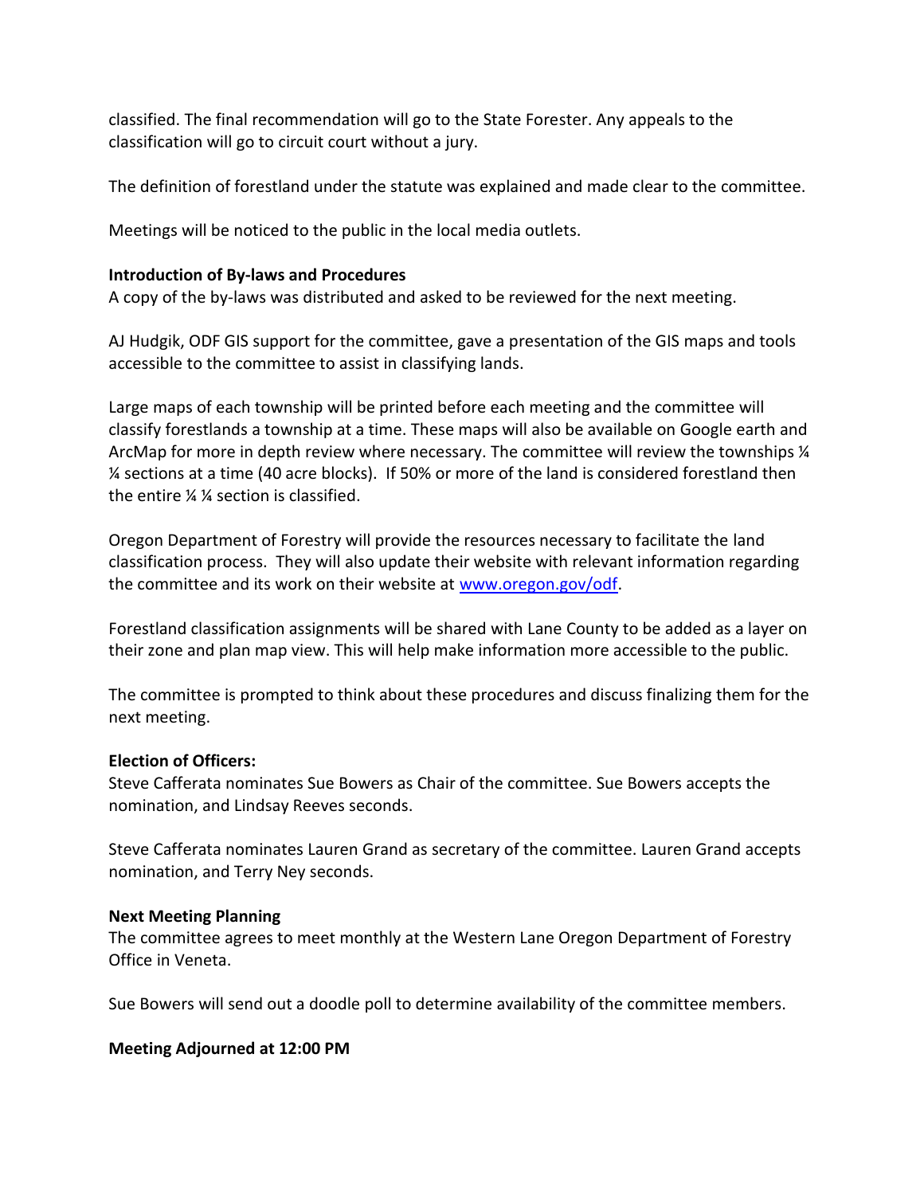classified. The final recommendation will go to the State Forester. Any appeals to the classification will go to circuit court without a jury.

The definition of forestland under the statute was explained and made clear to the committee.

Meetings will be noticed to the public in the local media outlets.

**Introduction of By-laws and Procedures**

A copy of the by-laws was distributed and asked to be reviewed for the next meeting.

AJ Hudgik, ODF GIS support for the committee, gave a presentation of the GIS maps and tools accessible to the committee to assist in classifying lands.

Large maps of each township will be printed before each meeting and the committee will classify forestlands a township at a time. These maps will also be available on Google earth and ArcMap for more in depth review where necessary. The committee will review the townships ¼ ¼ sections at a time (40 acre blocks). If 50% or more of the land is considered forestland then the entire ¼ ¼ section is classified.

Oregon Department of Forestry will provide the resources necessary to facilitate the land classification process. They will also update their website with relevant information regarding the committee and its work on their website at [www.oregon.gov/odf](http://www.oregon.gov/odf).

Forestland classification assignments will be shared with Lane County to be added as a layer on their zone and plan map view. This will help make information more accessible to the public.

The committee is prompted to think about these procedures and discuss finalizing them for the next meeting.

**Election of Officers:**

Steve Cafferata nominates Sue Bowers as Chair of the committee. Sue Bowers accepts the nomination, and Lindsay Reeves seconds.

Steve Cafferata nominates Lauren Grand as secretary of the committee. Lauren Grand accepts nomination, and Terry Ney seconds.

**Next Meeting Planning**

The committee agrees to meet monthly at the Western Lane Oregon Department of Forestry Office in Veneta.

Sue Bowers will send out a doodle poll to determine availability of the committee members.

**Meeting Adjourned at 12:00 PM**